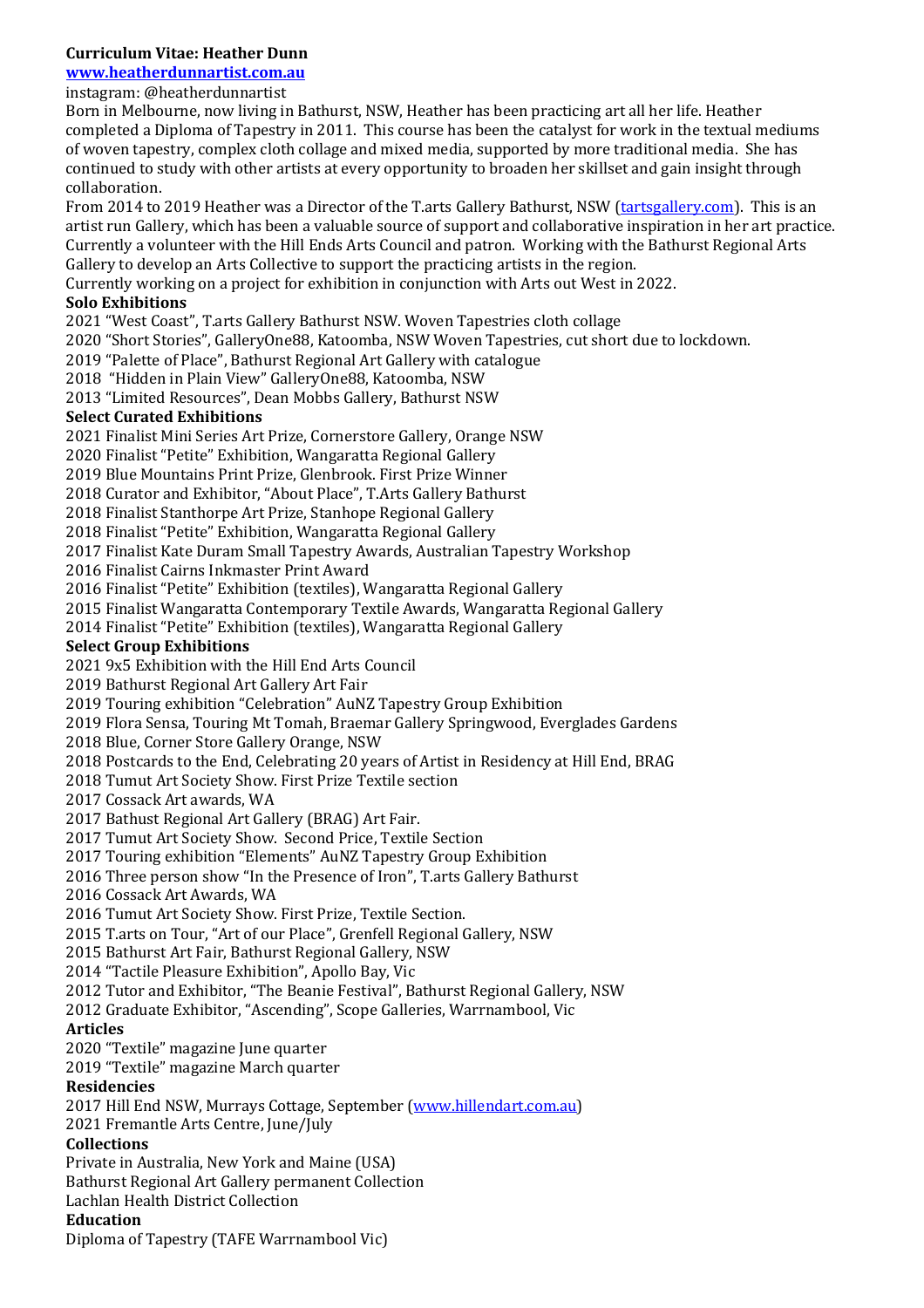**Curriculum Vitae: Heather Dunn**

**www.heatherdunnartist.com.au**

instagram: @heatherdunnartist

Born in Melbourne, now living in Bathurst, NSW, Heather has been practicing art all her life. Heather completed a Diploma of Tapestry in 2011. This course has been the catalyst for work in the textual mediums of woven tapestry, complex cloth collage and mixed media, supported by more traditional media. She has continued to study with other artists at every opportunity to broaden her skillset and gain insight through collaboration.

From 2014 to 2019 Heather was a Director of the T.arts Gallery Bathurst, NSW (tartsgallery.com). This is an artist run Gallery, which has been a valuable source of support and collaborative inspiration in her art practice. Currently a volunteer with the Hill Ends Arts Council and patron. Working with the Bathurst Regional Arts Gallery to develop an Arts Collective to support the practicing artists in the region.

Currently working on a project for exhibition in conjunction with Arts out West in 2022.

**Solo Exhibitions**

2021 "West Coast", T.arts Gallery Bathurst NSW. Woven Tapestries cloth collage
2020 "Short Stories", GalleryOne88, Katoomba, NSW Woven Tapestries, cut short due to lockdown.
2019 "Palette of Place", Bathurst Regional Art Gallery with catalogue
2018 "Hidden in Plain View" GalleryOne88, Katoomba, NSW
2013 "Limited Resources", Dean Mobbs Gallery, Bathurst NSW

**Select Curated Exhibitions**

2021 Finalist Mini Series Art Prize, Cornerstore Gallery, Orange NSW
2020 Finalist "Petite" Exhibition, Wangaratta Regional Gallery
2019 Blue Mountains Print Prize, Glenbrook. First Prize Winner
2018 Curator and Exhibitor, "About Place", T.Arts Gallery Bathurst
2018 Finalist Stanthorpe Art Prize, Stanhope Regional Gallery
2018 Finalist "Petite" Exhibition, Wangaratta Regional Gallery
2017 Finalist Kate Duram Small Tapestry Awards, Australian Tapestry Workshop
2016 Finalist Cairns Inkmaster Print Award
2016 Finalist "Petite" Exhibition (textiles), Wangaratta Regional Gallery
2015 Finalist Wangaratta Contemporary Textile Awards, Wangaratta Regional Gallery
2014 Finalist "Petite" Exhibition (textiles), Wangaratta Regional Gallery

**Select Group Exhibitions**

2021 9x5 Exhibition with the Hill End Arts Council
2019 Bathurst Regional Art Gallery Art Fair
2019 Touring exhibition "Celebration" AuNZ Tapestry Group Exhibition
2019 Flora Sensa, Touring Mt Tomah, Braemar Gallery Springwood, Everglades Gardens
2018 Blue, Corner Store Gallery Orange, NSW
2018 Postcards to the End, Celebrating 20 years of Artist in Residency at Hill End, BRAG
2018 Tumut Art Society Show. First Prize Textile section
2017 Cossack Art awards, WA
2017 Bathust Regional Art Gallery (BRAG) Art Fair.
2017 Tumut Art Society Show. Second Price, Textile Section
2017 Touring exhibition "Elements" AuNZ Tapestry Group Exhibition
2016 Three person show "In the Presence of Iron", T.arts Gallery Bathurst
2016 Cossack Art Awards, WA
2016 Tumut Art Society Show. First Prize, Textile Section.
2015 T.arts on Tour, "Art of our Place", Grenfell Regional Gallery, NSW
2015 Bathurst Art Fair, Bathurst Regional Gallery, NSW
2014 "Tactile Pleasure Exhibition", Apollo Bay, Vic
2012 Tutor and Exhibitor, "The Beanie Festival", Bathurst Regional Gallery, NSW
2012 Graduate Exhibitor, "Ascending", Scope Galleries, Warrnambool, Vic

**Articles**

2020 "Textile" magazine June quarter
2019 "Textile" magazine March quarter

**Residencies**

2017 Hill End NSW, Murrays Cottage, September (www.hillendart.com.au)
2021 Fremantle Arts Centre, June/July

**Collections**

Private in Australia, New York and Maine (USA)
Bathurst Regional Art Gallery permanent Collection
Lachlan Health District Collection

**Education**

Diploma of Tapestry (TAFE Warrnambool Vic)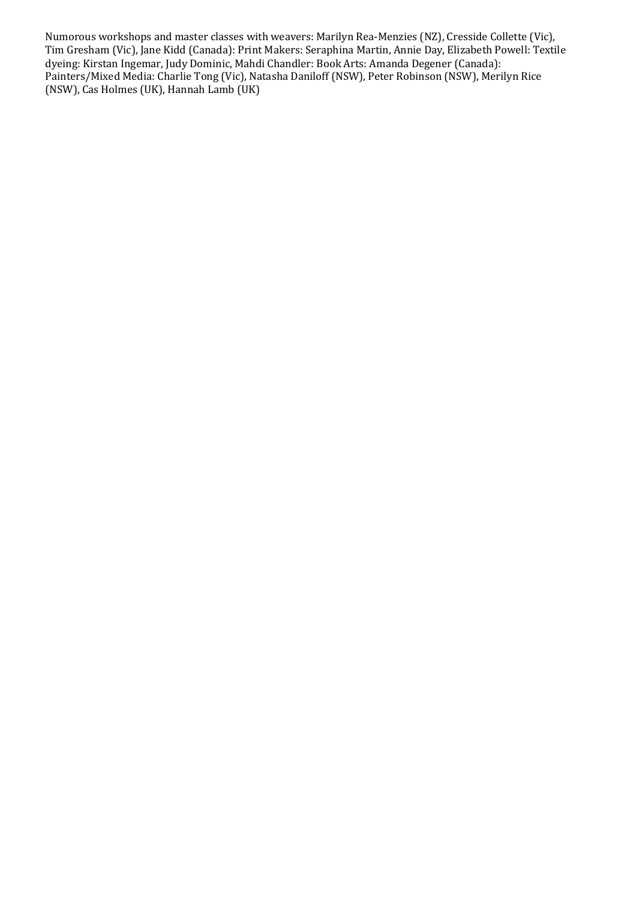Numorous workshops and master classes with weavers: Marilyn Rea-Menzies (NZ), Cresside Collette (Vic), Tim Gresham (Vic), Jane Kidd (Canada): Print Makers: Seraphina Martin, Annie Day, Elizabeth Powell: Textile dyeing: Kirstan Ingemar, Judy Dominic, Mahdi Chandler: Book Arts: Amanda Degener (Canada): Painters/Mixed Media: Charlie Tong (Vic), Natasha Daniloff (NSW), Peter Robinson (NSW), Merilyn Rice (NSW), Cas Holmes (UK), Hannah Lamb (UK)